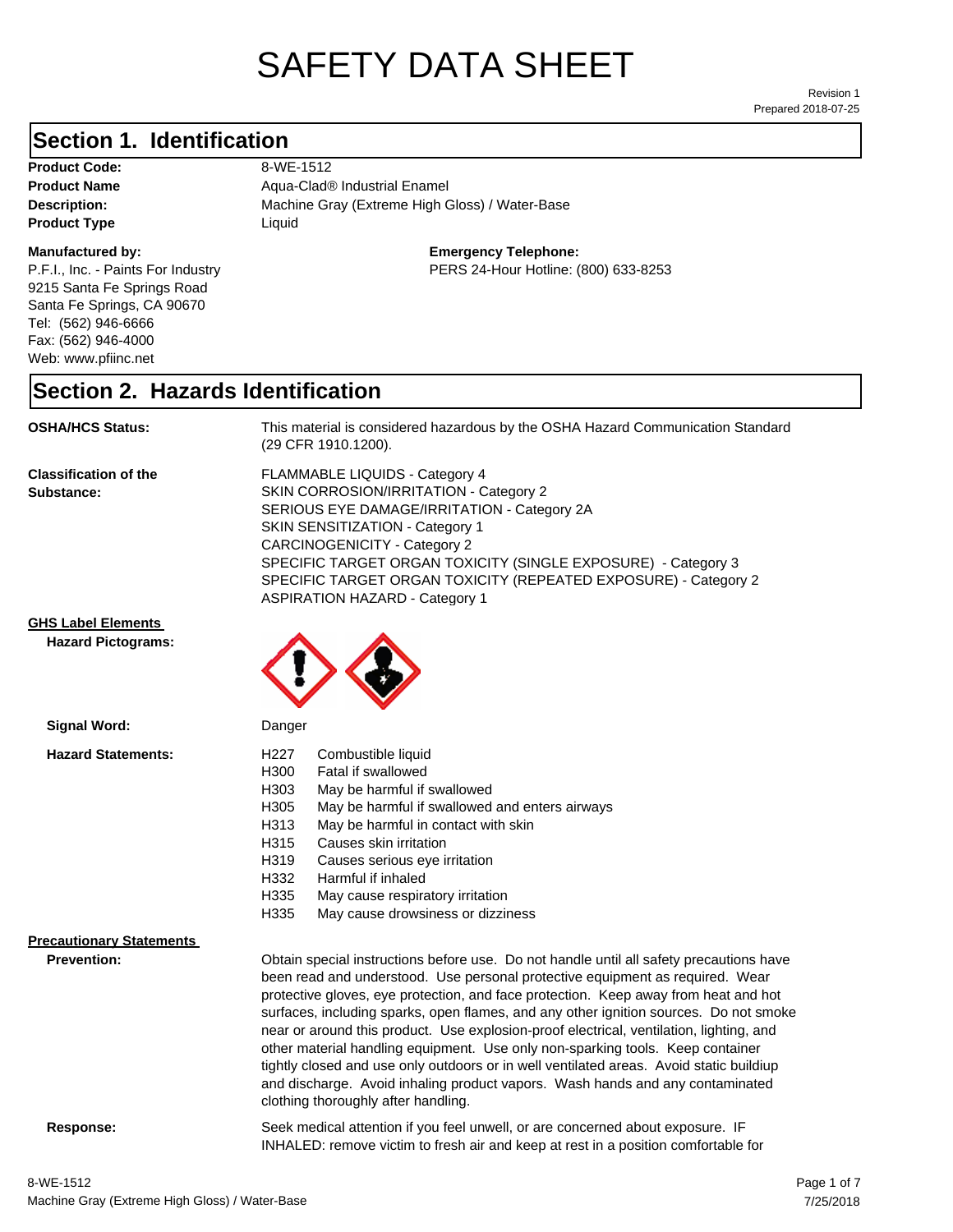# SAFETY DATA SHEET

Revision 1
Prepared 2018-07-25

## Section 1. Identification

**Product Code:** 8-WE-1512
**Product Name** Aqua-Clad® Industrial Enamel
**Description:** Machine Gray (Extreme High Gloss) / Water-Base
**Product Type** Liquid

**Manufactured by:**
P.F.I., Inc. - Paints For Industry
9215 Santa Fe Springs Road
Santa Fe Springs, CA 90670
Tel: (562) 946-6666
Fax: (562) 946-4000
Web: www.pfiinc.net

**Emergency Telephone:**
PERS 24-Hour Hotline: (800) 633-8253

## Section 2. Hazards Identification

**OSHA/HCS Status:** This material is considered hazardous by the OSHA Hazard Communication Standard (29 CFR 1910.1200).

**Classification of the Substance:**
FLAMMABLE LIQUIDS - Category 4
SKIN CORROSION/IRRITATION - Category 2
SERIOUS EYE DAMAGE/IRRITATION - Category 2A
SKIN SENSITIZATION - Category 1
CARCINOGENICITY - Category 2
SPECIFIC TARGET ORGAN TOXICITY (SINGLE EXPOSURE) - Category 3
SPECIFIC TARGET ORGAN TOXICITY (REPEATED EXPOSURE) - Category 2
ASPIRATION HAZARD - Category 1

**GHS Label Elements**

**Hazard Pictograms:**

**Signal Word:** Danger

**Hazard Statements:**

- H227 Combustible liquid
- H300 Fatal if swallowed
- H303 May be harmful if swallowed
- H305 May be harmful if swallowed and enters airways
- H313 May be harmful in contact with skin
- H315 Causes skin irritation
- H319 Causes serious eye irritation
- H332 Harmful if inhaled
- H335 May cause respiratory irritation
- H335 May cause drowsiness or dizziness

**Precautionary Statements**

**Prevention:** Obtain special instructions before use. Do not handle until all safety precautions have been read and understood. Use personal protective equipment as required. Wear protective gloves, eye protection, and face protection. Keep away from heat and hot surfaces, including sparks, open flames, and any other ignition sources. Do not smoke near or around this product. Use explosion-proof electrical, ventilation, lighting, and other material handling equipment. Use only non-sparking tools. Keep container tightly closed and use only outdoors or in well ventilated areas. Avoid static buildiup and discharge. Avoid inhaling product vapors. Wash hands and any contaminated clothing thoroughly after handling.

**Response:** Seek medical attention if you feel unwell, or are concerned about exposure. IF INHALED: remove victim to fresh air and keep at rest in a position comfortable for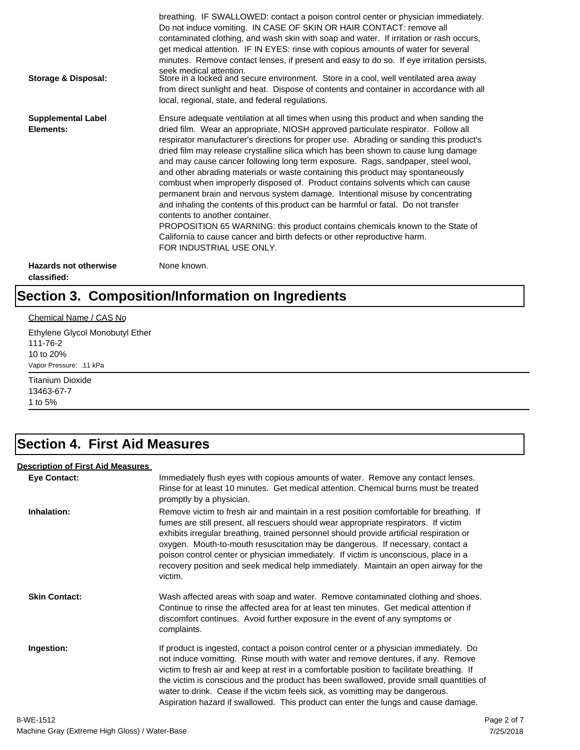breathing. IF SWALLOWED: contact a poison control center or physician immediately. Do not induce vomiting. IN CASE OF SKIN OR HAIR CONTACT: remove all contaminated clothing, and wash skin with soap and water. If irritation or rash occurs, get medical attention. IF IN EYES: rinse with copious amounts of water for several minutes. Remove contact lenses, if present and easy to do so. If eye irritation persists, seek medical attention.

**Storage & Disposal:** Store in a locked and secure environment. Store in a cool, well ventilated area away from direct sunlight and heat. Dispose of contents and container in accordance with all local, regional, state, and federal regulations.

**Supplemental Label Elements:** Ensure adequate ventilation at all times when using this product and when sanding the dried film. Wear an appropriate, NIOSH approved particulate respirator. Follow all respirator manufacturer's directions for proper use. Abrading or sanding this product's dried film may release crystalline silica which has been shown to cause lung damage and may cause cancer following long term exposure. Rags, sandpaper, steel wool, and other abrading materials or waste containing this product may spontaneously combust when improperly disposed of. Product contains solvents which can cause permanent brain and nervous system damage. Intentional misuse by concentrating and inhaling the contents of this product can be harmful or fatal. Do not transfer contents to another container.
PROPOSITION 65 WARNING: this product contains chemicals known to the State of California to cause cancer and birth defects or other reproductive harm.
FOR INDUSTRIAL USE ONLY.

**Hazards not otherwise classified:** None known.

# Section 3. Composition/Information on Ingredients

Chemical Name / CAS No

Ethylene Glycol Monobutyl Ether
111-76-2
10 to 20%
Vapor Pressure: .11 kPa

---

Titanium Dioxide
13463-67-7
1 to 5%

---

# Section 4. First Aid Measures

**Description of First Aid Measures**

**Eye Contact:** Immediately flush eyes with copious amounts of water. Remove any contact lenses. Rinse for at least 10 minutes. Get medical attention. Chemical burns must be treated promptly by a physician.

**Inhalation:** Remove victim to fresh air and maintain in a rest position comfortable for breathing. If fumes are still present, all rescuers should wear appropriate respirators. If victim exhibits irregular breathing, trained personnel should provide artificial respiration or oxygen. Mouth-to-mouth resuscitation may be dangerous. If necessary, contact a poison control center or physician immediately. If victim is unconscious, place in a recovery position and seek medical help immediately. Maintain an open airway for the victim.

**Skin Contact:** Wash affected areas with soap and water. Remove contaminated clothing and shoes. Continue to rinse the affected area for at least ten minutes. Get medical attention if discomfort continues. Avoid further exposure in the event of any symptoms or complaints.

**Ingestion:** If product is ingested, contact a poison control center or a physician immediately. Do not induce vomitting. Rinse mouth with water and remove dentures, if any. Remove victim to fresh air and keep at rest in a comfortable position to facilitate breathing. If the victim is conscious and the product has been swallowed, provide small quantities of water to drink. Cease if the victim feels sick, as vomitting may be dangerous. Aspiration hazard if swallowed. This product can enter the lungs and cause damage.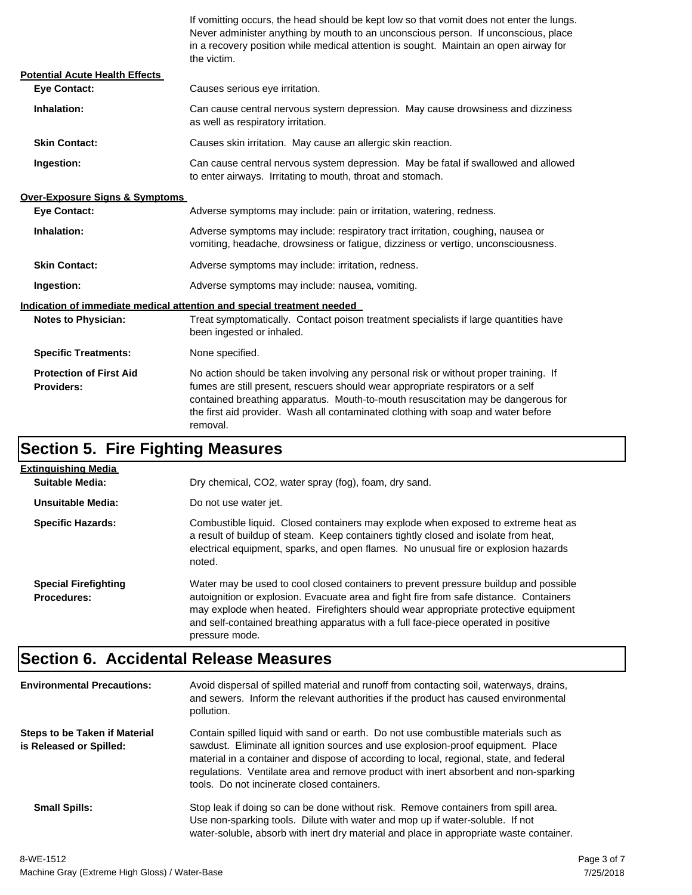If vomitting occurs, the head should be kept low so that vomit does not enter the lungs. Never administer anything by mouth to an unconscious person. If unconscious, place in a recovery position while medical attention is sought. Maintain an open airway for the victim.

**Potential Acute Health Effects**

**Eye Contact:** Causes serious eye irritation.

**Inhalation:** Can cause central nervous system depression. May cause drowsiness and dizziness as well as respiratory irritation.

**Skin Contact:** Causes skin irritation. May cause an allergic skin reaction.

**Ingestion:** Can cause central nervous system depression. May be fatal if swallowed and allowed to enter airways. Irritating to mouth, throat and stomach.

**Over-Exposure Signs & Symptoms**

**Eye Contact:** Adverse symptoms may include: pain or irritation, watering, redness.

**Inhalation:** Adverse symptoms may include: respiratory tract irritation, coughing, nausea or vomiting, headache, drowsiness or fatigue, dizziness or vertigo, unconsciousness.

**Skin Contact:** Adverse symptoms may include: irritation, redness.

**Ingestion:** Adverse symptoms may include: nausea, vomiting.

**Indication of immediate medical attention and special treatment needed**

**Notes to Physician:** Treat symptomatically. Contact poison treatment specialists if large quantities have been ingested or inhaled.

**Specific Treatments:** None specified.

**Protection of First Aid Providers:** No action should be taken involving any personal risk or without proper training. If fumes are still present, rescuers should wear appropriate respirators or a self contained breathing apparatus. Mouth-to-mouth resuscitation may be dangerous for the first aid provider. Wash all contaminated clothing with soap and water before removal.

## Section 5. Fire Fighting Measures

**Extinguishing Media**

**Suitable Media:** Dry chemical, CO2, water spray (fog), foam, dry sand.

**Unsuitable Media:** Do not use water jet.

**Specific Hazards:** Combustible liquid. Closed containers may explode when exposed to extreme heat as a result of buildup of steam. Keep containers tightly closed and isolate from heat, electrical equipment, sparks, and open flames. No unusual fire or explosion hazards noted.

**Special Firefighting Procedures:** Water may be used to cool closed containers to prevent pressure buildup and possible autoignition or explosion. Evacuate area and fight fire from safe distance. Containers may explode when heated. Firefighters should wear appropriate protective equipment and self-contained breathing apparatus with a full face-piece operated in positive pressure mode.

## Section 6. Accidental Release Measures

**Environmental Precautions:** Avoid dispersal of spilled material and runoff from contacting soil, waterways, drains, and sewers. Inform the relevant authorities if the product has caused environmental pollution.

**Steps to be Taken if Material is Released or Spilled:** Contain spilled liquid with sand or earth. Do not use combustible materials such as sawdust. Eliminate all ignition sources and use explosion-proof equipment. Place material in a container and dispose of according to local, regional, state, and federal regulations. Ventilate area and remove product with inert absorbent and non-sparking tools. Do not incinerate closed containers.

**Small Spills:** Stop leak if doing so can be done without risk. Remove containers from spill area. Use non-sparking tools. Dilute with water and mop up if water-soluble. If not water-soluble, absorb with inert dry material and place in appropriate waste container.

8-WE-1512
Machine Gray (Extreme High Gloss) / Water-Base
7/25/2018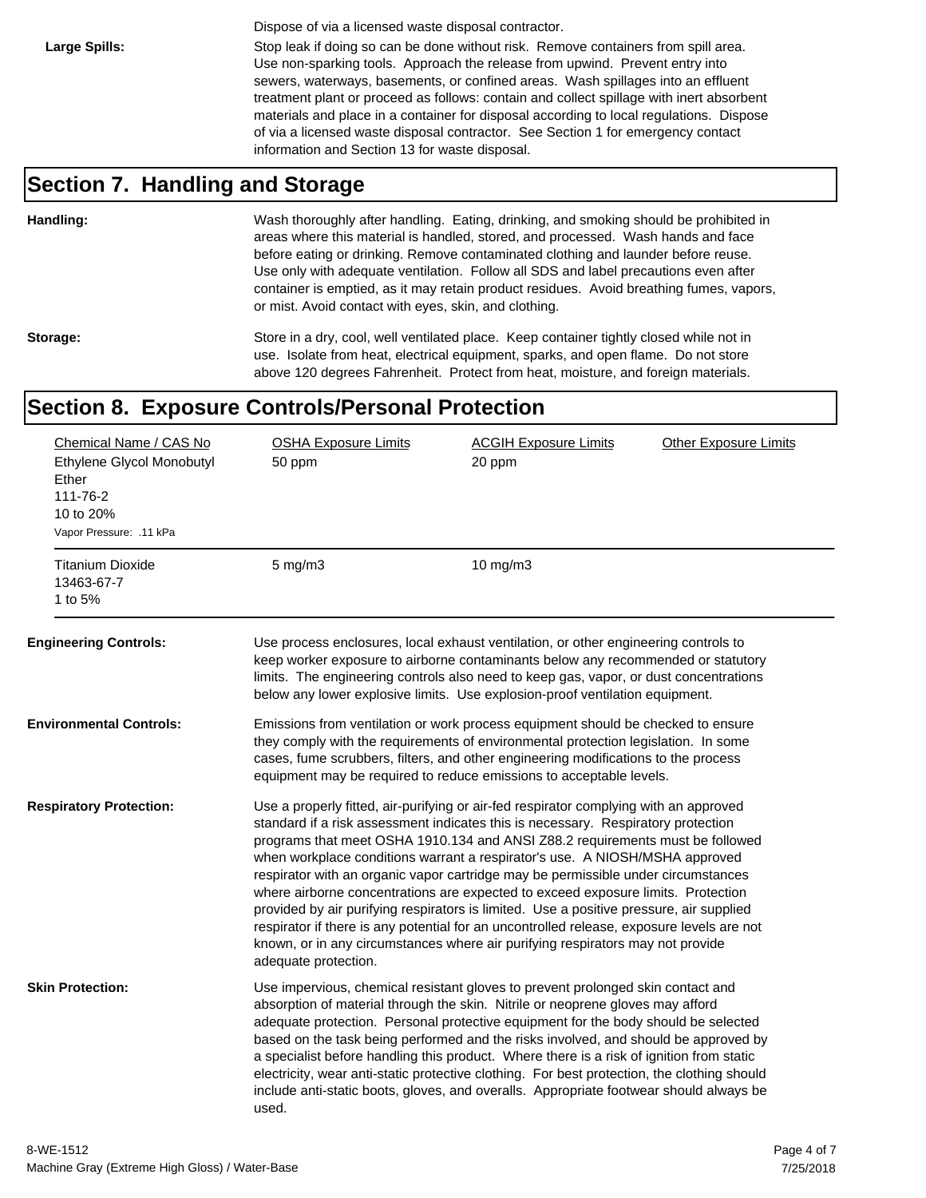Dispose of via a licensed waste disposal contractor.

**Large Spills:** Stop leak if doing so can be done without risk. Remove containers from spill area. Use non-sparking tools. Approach the release from upwind. Prevent entry into sewers, waterways, basements, or confined areas. Wash spillages into an effluent treatment plant or proceed as follows: contain and collect spillage with inert absorbent materials and place in a container for disposal according to local regulations. Dispose of via a licensed waste disposal contractor. See Section 1 for emergency contact information and Section 13 for waste disposal.

## Section 7. Handling and Storage

**Handling:** Wash thoroughly after handling. Eating, drinking, and smoking should be prohibited in areas where this material is handled, stored, and processed. Wash hands and face before eating or drinking. Remove contaminated clothing and launder before reuse. Use only with adequate ventilation. Follow all SDS and label precautions even after container is emptied, as it may retain product residues. Avoid breathing fumes, vapors, or mist. Avoid contact with eyes, skin, and clothing.

**Storage:** Store in a dry, cool, well ventilated place. Keep container tightly closed while not in use. Isolate from heat, electrical equipment, sparks, and open flame. Do not store above 120 degrees Fahrenheit. Protect from heat, moisture, and foreign materials.

## Section 8. Exposure Controls/Personal Protection

| Chemical Name / CAS No | OSHA Exposure Limits | ACGIH Exposure Limits | Other Exposure Limits |
|---|---|---|---|
| Ethylene Glycol Monobutyl Ether<br>111-76-2<br>10 to 20%<br>Vapor Pressure: .11 kPa | 50 ppm | 20 ppm | |
| Titanium Dioxide<br>13463-67-7<br>1 to 5% | 5 mg/m3 | 10 mg/m3 | |

**Engineering Controls:** Use process enclosures, local exhaust ventilation, or other engineering controls to keep worker exposure to airborne contaminants below any recommended or statutory limits. The engineering controls also need to keep gas, vapor, or dust concentrations below any lower explosive limits. Use explosion-proof ventilation equipment.

**Environmental Controls:** Emissions from ventilation or work process equipment should be checked to ensure they comply with the requirements of environmental protection legislation. In some cases, fume scrubbers, filters, and other engineering modifications to the process equipment may be required to reduce emissions to acceptable levels.

**Respiratory Protection:** Use a properly fitted, air-purifying or air-fed respirator complying with an approved standard if a risk assessment indicates this is necessary. Respiratory protection programs that meet OSHA 1910.134 and ANSI Z88.2 requirements must be followed when workplace conditions warrant a respirator's use. A NIOSH/MSHA approved respirator with an organic vapor cartridge may be permissible under circumstances where airborne concentrations are expected to exceed exposure limits. Protection provided by air purifying respirators is limited. Use a positive pressure, air supplied respirator if there is any potential for an uncontrolled release, exposure levels are not known, or in any circumstances where air purifying respirators may not provide adequate protection.

**Skin Protection:** Use impervious, chemical resistant gloves to prevent prolonged skin contact and absorption of material through the skin. Nitrile or neoprene gloves may afford adequate protection. Personal protective equipment for the body should be selected based on the task being performed and the risks involved, and should be approved by a specialist before handling this product. Where there is a risk of ignition from static electricity, wear anti-static protective clothing. For best protection, the clothing should include anti-static boots, gloves, and overalls. Appropriate footwear should always be used.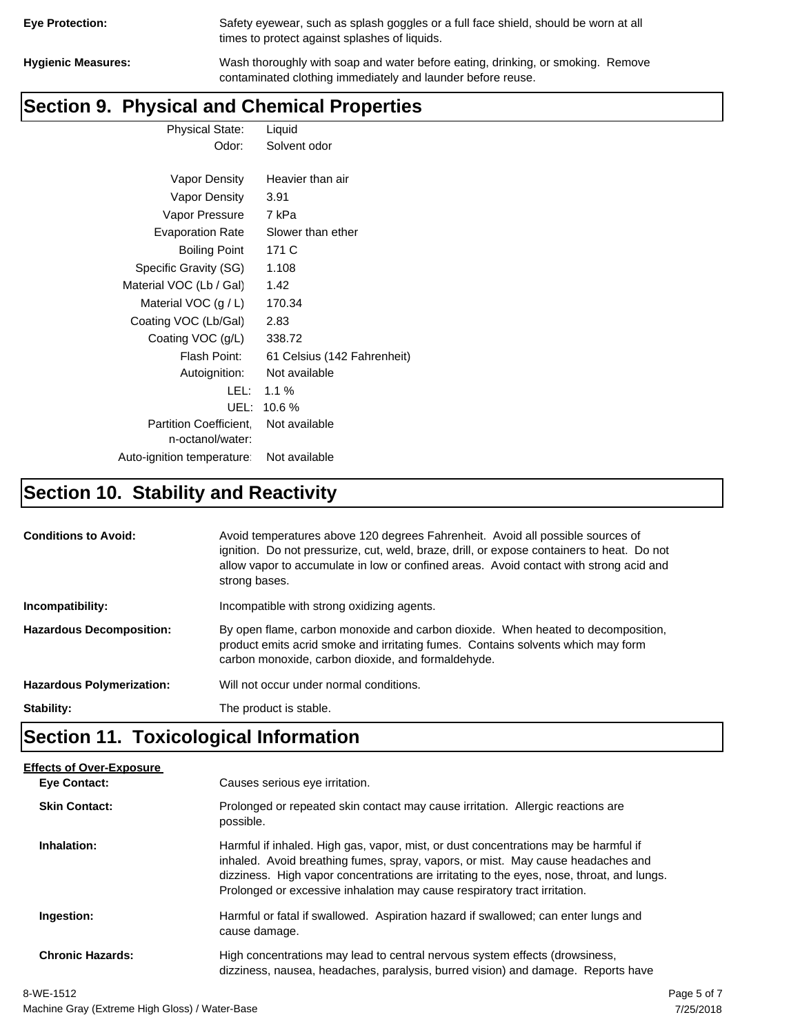**Eye Protection:** Safety eyewear, such as splash goggles or a full face shield, should be worn at all times to protect against splashes of liquids.

**Hygienic Measures:** Wash thoroughly with soap and water before eating, drinking, or smoking. Remove contaminated clothing immediately and launder before reuse.

## Section 9. Physical and Chemical Properties

| Property | Value |
|---|---|
| Physical State: | Liquid |
| Odor: | Solvent odor |
| Vapor Density | Heavier than air |
| Vapor Density | 3.91 |
| Vapor Pressure | 7 kPa |
| Evaporation Rate | Slower than ether |
| Boiling Point | 171 C |
| Specific Gravity (SG) | 1.108 |
| Material VOC (Lb / Gal) | 1.42 |
| Material VOC (g / L) | 170.34 |
| Coating VOC (Lb/Gal) | 2.83 |
| Coating VOC (g/L) | 338.72 |
| Flash Point: | 61 Celsius (142 Fahrenheit) |
| Autoignition: | Not available |
| LEL: | 1.1 % |
| UEL: | 10.6 % |
| Partition Coefficient, n-octanol/water: | Not available |
| Auto-ignition temperature: | Not available |

## Section 10. Stability and Reactivity

**Conditions to Avoid:** Avoid temperatures above 120 degrees Fahrenheit. Avoid all possible sources of ignition. Do not pressurize, cut, weld, braze, drill, or expose containers to heat. Do not allow vapor to accumulate in low or confined areas. Avoid contact with strong acid and strong bases.

**Incompatibility:** Incompatible with strong oxidizing agents.

**Hazardous Decomposition:** By open flame, carbon monoxide and carbon dioxide. When heated to decomposition, product emits acrid smoke and irritating fumes. Contains solvents which may form carbon monoxide, carbon dioxide, and formaldehyde.

**Hazardous Polymerization:** Will not occur under normal conditions.

**Stability:** The product is stable.

## Section 11. Toxicological Information

**Effects of Over-Exposure**

**Eye Contact:** Causes serious eye irritation.

**Skin Contact:** Prolonged or repeated skin contact may cause irritation. Allergic reactions are possible.

**Inhalation:** Harmful if inhaled. High gas, vapor, mist, or dust concentrations may be harmful if inhaled. Avoid breathing fumes, spray, vapors, or mist. May cause headaches and dizziness. High vapor concentrations are irritating to the eyes, nose, throat, and lungs. Prolonged or excessive inhalation may cause respiratory tract irritation.

**Ingestion:** Harmful or fatal if swallowed. Aspiration hazard if swallowed; can enter lungs and cause damage.

**Chronic Hazards:** High concentrations may lead to central nervous system effects (drowsiness, dizziness, nausea, headaches, paralysis, burred vision) and damage. Reports have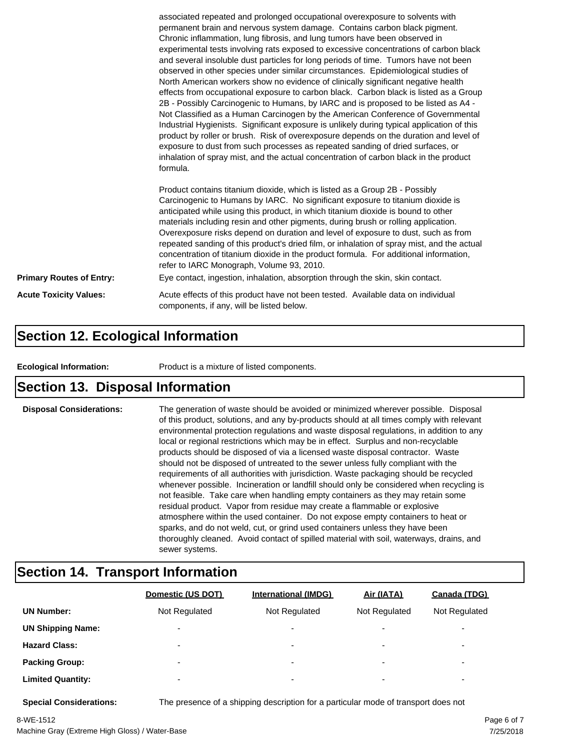associated repeated and prolonged occupational overexposure to solvents with permanent brain and nervous system damage. Contains carbon black pigment. Chronic inflammation, lung fibrosis, and lung tumors have been observed in experimental tests involving rats exposed to excessive concentrations of carbon black and several insoluble dust particles for long periods of time. Tumors have not been observed in other species under similar circumstances. Epidemiological studies of North American workers show no evidence of clinically significant negative health effects from occupational exposure to carbon black. Carbon black is listed as a Group 2B - Possibly Carcinogenic to Humans, by IARC and is proposed to be listed as A4 - Not Classified as a Human Carcinogen by the American Conference of Governmental Industrial Hygienists. Significant exposure is unlikely during typical application of this product by roller or brush. Risk of overexposure depends on the duration and level of exposure to dust from such processes as repeated sanding of dried surfaces, or inhalation of spray mist, and the actual concentration of carbon black in the product formula.

Product contains titanium dioxide, which is listed as a Group 2B - Possibly Carcinogenic to Humans by IARC. No significant exposure to titanium dioxide is anticipated while using this product, in which titanium dioxide is bound to other materials including resin and other pigments, during brush or rolling application. Overexposure risks depend on duration and level of exposure to dust, such as from repeated sanding of this product's dried film, or inhalation of spray mist, and the actual concentration of titanium dioxide in the product formula. For additional information, refer to IARC Monograph, Volume 93, 2010.

**Primary Routes of Entry:** Eye contact, ingestion, inhalation, absorption through the skin, skin contact.

**Acute Toxicity Values:** Acute effects of this product have not been tested. Available data on individual components, if any, will be listed below.

## Section 12. Ecological Information

**Ecological Information:** Product is a mixture of listed components.

## Section 13. Disposal Information

**Disposal Considerations:** The generation of waste should be avoided or minimized wherever possible. Disposal of this product, solutions, and any by-products should at all times comply with relevant environmental protection regulations and waste disposal regulations, in addition to any local or regional restrictions which may be in effect. Surplus and non-recyclable products should be disposed of via a licensed waste disposal contractor. Waste should not be disposed of untreated to the sewer unless fully compliant with the requirements of all authorities with jurisdiction. Waste packaging should be recycled whenever possible. Incineration or landfill should only be considered when recycling is not feasible. Take care when handling empty containers as they may retain some residual product. Vapor from residue may create a flammable or explosive atmosphere within the used container. Do not expose empty containers to heat or sparks, and do not weld, cut, or grind used containers unless they have been thoroughly cleaned. Avoid contact of spilled material with soil, waterways, drains, and sewer systems.

## Section 14. Transport Information

| | Domestic (US DOT) | International (IMDG) | Air (IATA) | Canada (TDG) |
|---|---|---|---|---|
| **UN Number:** | Not Regulated | Not Regulated | Not Regulated | Not Regulated |
| **UN Shipping Name:** | - | - | - | - |
| **Hazard Class:** | - | - | - | - |
| **Packing Group:** | - | - | - | - |
| **Limited Quantity:** | - | - | - | - |

**Special Considerations:** The presence of a shipping description for a particular mode of transport does not

8-WE-1512
Machine Gray (Extreme High Gloss) / Water-Base
7/25/2018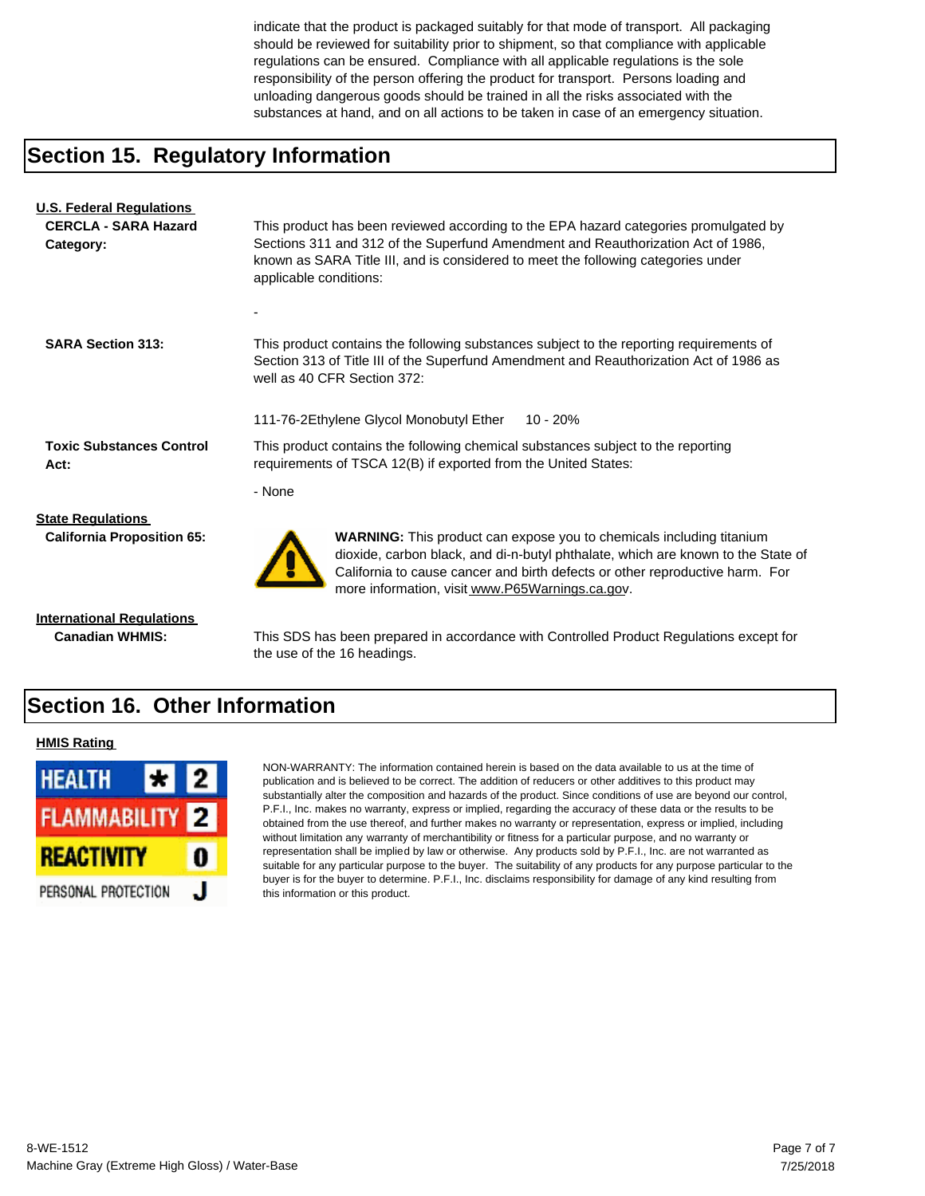indicate that the product is packaged suitably for that mode of transport. All packaging should be reviewed for suitability prior to shipment, so that compliance with applicable regulations can be ensured. Compliance with all applicable regulations is the sole responsibility of the person offering the product for transport. Persons loading and unloading dangerous goods should be trained in all the risks associated with the substances at hand, and on all actions to be taken in case of an emergency situation.

## Section 15. Regulatory Information

**U.S. Federal Regulations**

**CERCLA - SARA Hazard Category:**

This product has been reviewed according to the EPA hazard categories promulgated by Sections 311 and 312 of the Superfund Amendment and Reauthorization Act of 1986, known as SARA Title III, and is considered to meet the following categories under applicable conditions:

-

**SARA Section 313:**

This product contains the following substances subject to the reporting requirements of Section 313 of Title III of the Superfund Amendment and Reauthorization Act of 1986 as well as 40 CFR Section 372:

111-76-2Ethylene Glycol Monobutyl Ether 10 - 20%

**Toxic Substances Control Act:**

This product contains the following chemical substances subject to the reporting requirements of TSCA 12(B) if exported from the United States:

- None

**State Regulations**

**California Proposition 65:**

**WARNING:** This product can expose you to chemicals including titanium dioxide, carbon black, and di-n-butyl phthalate, which are known to the State of California to cause cancer and birth defects or other reproductive harm. For more information, visit www.P65Warnings.ca.gov.

**International Regulations**

**Canadian WHMIS:**

This SDS has been prepared in accordance with Controlled Product Regulations except for the use of the 16 headings.

## Section 16. Other Information

**HMIS Rating**

| | | |
|---|---|---|
| HEALTH | * | 2 |
| FLAMMABILITY | | 2 |
| REACTIVITY | | 0 |
| PERSONAL PROTECTION | | J |

NON-WARRANTY: The information contained herein is based on the data available to us at the time of publication and is believed to be correct. The addition of reducers or other additives to this product may substantially alter the composition and hazards of the product. Since conditions of use are beyond our control, P.F.I., Inc. makes no warranty, express or implied, regarding the accuracy of these data or the results to be obtained from the use thereof, and further makes no warranty or representation, express or implied, including without limitation any warranty of merchantibility or fitness for a particular purpose, and no warranty or representation shall be implied by law or otherwise. Any products sold by P.F.I., Inc. are not warranted as suitable for any particular purpose to the buyer. The suitability of any products for any purpose particular to the buyer is for the buyer to determine. P.F.I., Inc. disclaims responsibility for damage of any kind resulting from this information or this product.